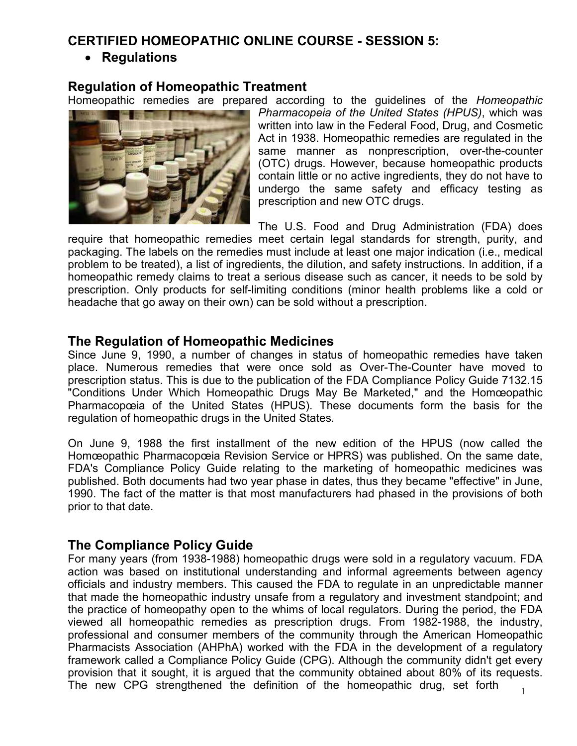## CERTIFIED HOMEOPATHIC ONLINE COURSE - SESSION 5:

- **Regulations**

### Regulation of Homeopathic Treatment

Homeopathic remedies are prepared according to the guidelines of the *Homeopathic Pharmacopeia of the United States (HPUS)*, which was written into law in the Federal Food, Drug, and Cosmetic Act in 1938. Homeopathic remedies are regulated in the same manner as nonprescription, over-the-counter (OTC) drugs. However, because homeopathic products contain little or no active ingredients, they do not have to undergo the same safety and efficacy testing as prescription and new OTC drugs.

The U.S. Food and Drug Administration (FDA) does require that homeopathic remedies meet certain legal standards for strength, purity, and packaging. The labels on the remedies must include at least one major indication (i.e., medical problem to be treated), a list of ingredients, the dilution, and safety instructions. In addition, if a homeopathic remedy claims to treat a serious disease such as cancer, it needs to be sold by prescription. Only products for self-limiting conditions (minor health problems like a cold or headache that go away on their own) can be sold without a prescription.

### The Regulation of Homeopathic Medicines

Since June 9, 1990, a number of changes in status of homeopathic remedies have taken place. Numerous remedies that were once sold as Over-The-Counter have moved to prescription status. This is due to the publication of the FDA Compliance Policy Guide 7132.15 "Conditions Under Which Homeopathic Drugs May Be Marketed," and the Homœopathic Pharmacopœia of the United States (HPUS). These documents form the basis for the regulation of homeopathic drugs in the United States.

On June 9, 1988 the first installment of the new edition of the HPUS (now called the Homœopathic Pharmacopœia Revision Service or HPRS) was published. On the same date, FDA's Compliance Policy Guide relating to the marketing of homeopathic medicines was published. Both documents had two year phase in dates, thus they became "effective" in June, 1990. The fact of the matter is that most manufacturers had phased in the provisions of both prior to that date.

### The Compliance Policy Guide

For many years (from 1938-1988) homeopathic drugs were sold in a regulatory vacuum. FDA action was based on institutional understanding and informal agreements between agency officials and industry members. This caused the FDA to regulate in an unpredictable manner that made the homeopathic industry unsafe from a regulatory and investment standpoint; and the practice of homeopathy open to the whims of local regulators. During the period, the FDA viewed all homeopathic remedies as prescription drugs. From 1982-1988, the industry, professional and consumer members of the community through the American Homeopathic Pharmacists Association (AHPhA) worked with the FDA in the development of a regulatory framework called a Compliance Policy Guide (CPG). Although the community didn't get every provision that it sought, it is argued that the community obtained about 80% of its requests. The new CPG strengthened the definition of the homeopathic drug, set forth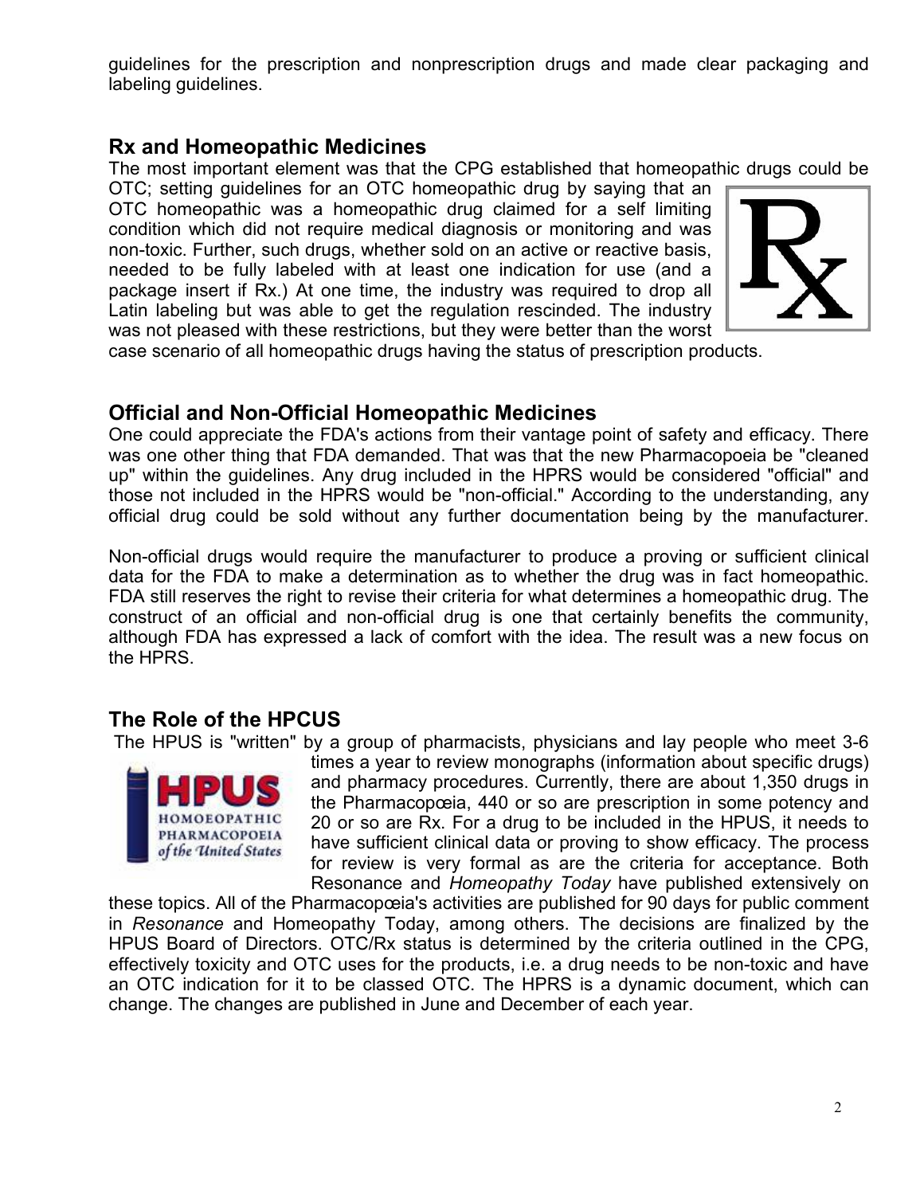guidelines for the prescription and nonprescription drugs and made clear packaging and labeling guidelines.

## Rx and Homeopathic Medicines

The most important element was that the CPG established that homeopathic drugs could be OTC; setting guidelines for an OTC homeopathic drug by saying that an OTC homeopathic was a homeopathic drug claimed for a self limiting condition which did not require medical diagnosis or monitoring and was non-toxic. Further, such drugs, whether sold on an active or reactive basis, needed to be fully labeled with at least one indication for use (and a package insert if Rx.) At one time, the industry was required to drop all Latin labeling but was able to get the regulation rescinded. The industry was not pleased with these restrictions, but they were better than the worst case scenario of all homeopathic drugs having the status of prescription products.

## Official and Non-Official Homeopathic Medicines

One could appreciate the FDA's actions from their vantage point of safety and efficacy. There was one other thing that FDA demanded. That was that the new Pharmacopoeia be "cleaned up" within the guidelines. Any drug included in the HPRS would be considered "official" and those not included in the HPRS would be "non-official." According to the understanding, any official drug could be sold without any further documentation being by the manufacturer.

Non-official drugs would require the manufacturer to produce a proving or sufficient clinical data for the FDA to make a determination as to whether the drug was in fact homeopathic. FDA still reserves the right to revise their criteria for what determines a homeopathic drug. The construct of an official and non-official drug is one that certainly benefits the community, although FDA has expressed a lack of comfort with the idea. The result was a new focus on the HPRS.

## The Role of the HPCUS

The HPUS is "written" by a group of pharmacists, physicians and lay people who meet 3-6 times a year to review monographs (information about specific drugs) and pharmacy procedures. Currently, there are about 1,350 drugs in the Pharmacopœia, 440 or so are prescription in some potency and 20 or so are Rx. For a drug to be included in the HPUS, it needs to have sufficient clinical data or proving to show efficacy. The process for review is very formal as are the criteria for acceptance. Both Resonance and *Homeopathy Today* have published extensively on these topics. All of the Pharmacopœia's activities are published for 90 days for public comment in *Resonance* and Homeopathy Today, among others. The decisions are finalized by the HPUS Board of Directors. OTC/Rx status is determined by the criteria outlined in the CPG, effectively toxicity and OTC uses for the products, i.e. a drug needs to be non-toxic and have an OTC indication for it to be classed OTC. The HPRS is a dynamic document, which can change. The changes are published in June and December of each year.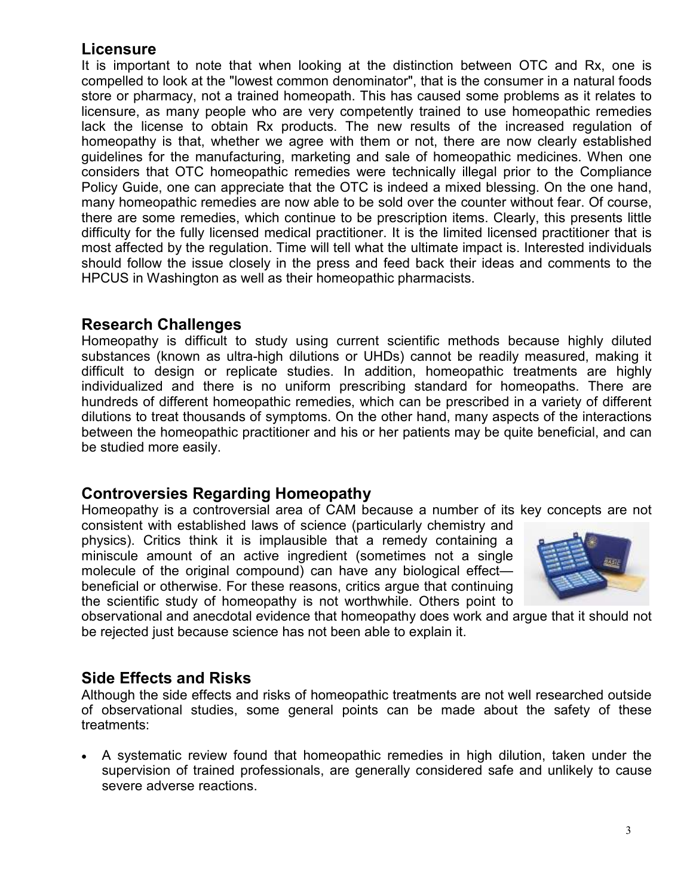## Licensure

It is important to note that when looking at the distinction between OTC and Rx, one is compelled to look at the "lowest common denominator", that is the consumer in a natural foods store or pharmacy, not a trained homeopath. This has caused some problems as it relates to licensure, as many people who are very competently trained to use homeopathic remedies lack the license to obtain Rx products. The new results of the increased regulation of homeopathy is that, whether we agree with them or not, there are now clearly established guidelines for the manufacturing, marketing and sale of homeopathic medicines. When one considers that OTC homeopathic remedies were technically illegal prior to the Compliance Policy Guide, one can appreciate that the OTC is indeed a mixed blessing. On the one hand, many homeopathic remedies are now able to be sold over the counter without fear. Of course, there are some remedies, which continue to be prescription items. Clearly, this presents little difficulty for the fully licensed medical practitioner. It is the limited licensed practitioner that is most affected by the regulation. Time will tell what the ultimate impact is. Interested individuals should follow the issue closely in the press and feed back their ideas and comments to the HPCUS in Washington as well as their homeopathic pharmacists.

## Research Challenges

Homeopathy is difficult to study using current scientific methods because highly diluted substances (known as ultra-high dilutions or UHDs) cannot be readily measured, making it difficult to design or replicate studies. In addition, homeopathic treatments are highly individualized and there is no uniform prescribing standard for homeopaths. There are hundreds of different homeopathic remedies, which can be prescribed in a variety of different dilutions to treat thousands of symptoms. On the other hand, many aspects of the interactions between the homeopathic practitioner and his or her patients may be quite beneficial, and can be studied more easily.

## Controversies Regarding Homeopathy

Homeopathy is a controversial area of CAM because a number of its key concepts are not consistent with established laws of science (particularly chemistry and physics). Critics think it is implausible that a remedy containing a miniscule amount of an active ingredient (sometimes not a single molecule of the original compound) can have any biological effect—beneficial or otherwise. For these reasons, critics argue that continuing the scientific study of homeopathy is not worthwhile. Others point to observational and anecdotal evidence that homeopathy does work and argue that it should not be rejected just because science has not been able to explain it.

## Side Effects and Risks

Although the side effects and risks of homeopathic treatments are not well researched outside of observational studies, some general points can be made about the safety of these treatments:

- A systematic review found that homeopathic remedies in high dilution, taken under the supervision of trained professionals, are generally considered safe and unlikely to cause severe adverse reactions.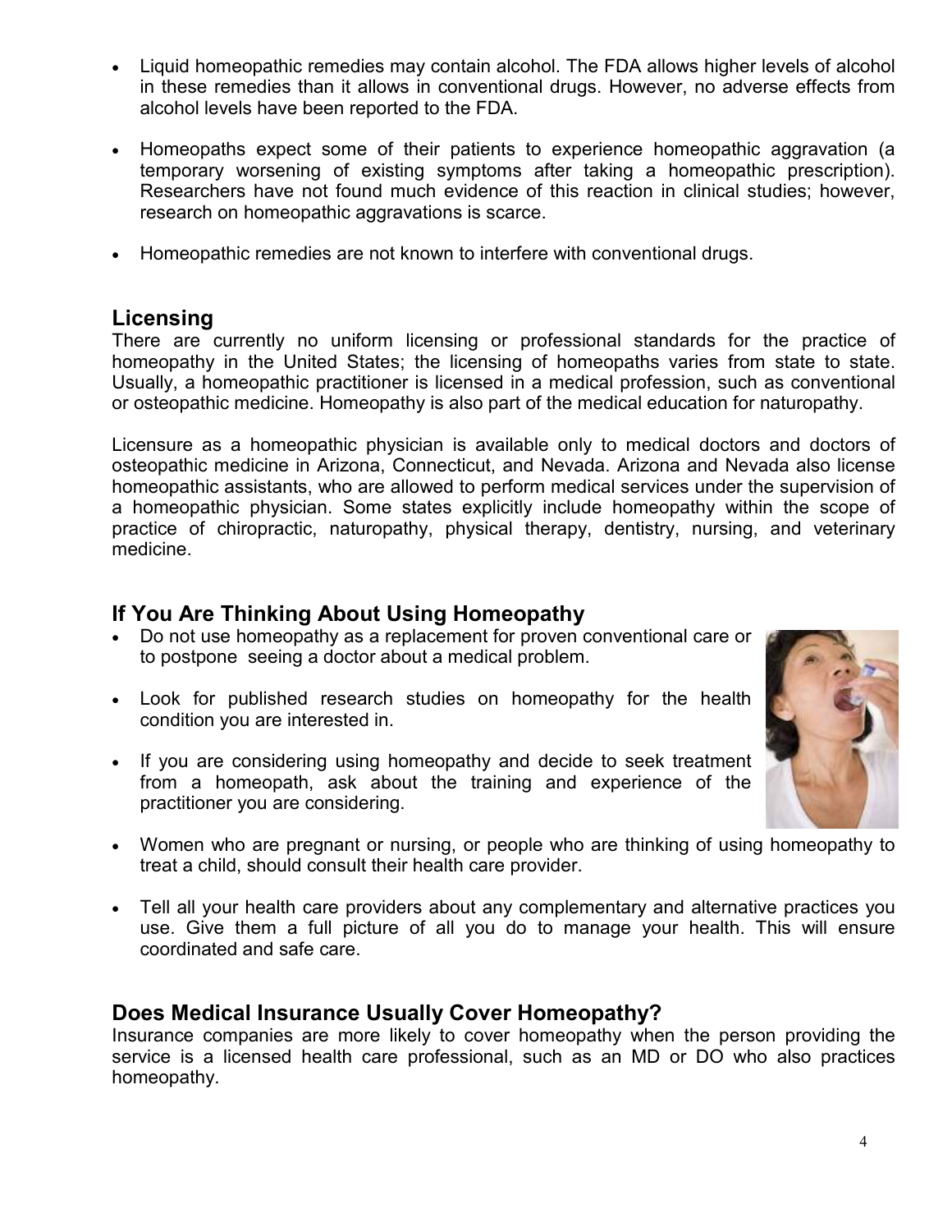- Liquid homeopathic remedies may contain alcohol. The FDA allows higher levels of alcohol in these remedies than it allows in conventional drugs. However, no adverse effects from alcohol levels have been reported to the FDA.
- Homeopaths expect some of their patients to experience homeopathic aggravation (a temporary worsening of existing symptoms after taking a homeopathic prescription). Researchers have not found much evidence of this reaction in clinical studies; however, research on homeopathic aggravations is scarce.
- Homeopathic remedies are not known to interfere with conventional drugs.

## Licensing

There are currently no uniform licensing or professional standards for the practice of homeopathy in the United States; the licensing of homeopaths varies from state to state. Usually, a homeopathic practitioner is licensed in a medical profession, such as conventional or osteopathic medicine. Homeopathy is also part of the medical education for naturopathy.

Licensure as a homeopathic physician is available only to medical doctors and doctors of osteopathic medicine in Arizona, Connecticut, and Nevada. Arizona and Nevada also license homeopathic assistants, who are allowed to perform medical services under the supervision of a homeopathic physician. Some states explicitly include homeopathy within the scope of practice of chiropractic, naturopathy, physical therapy, dentistry, nursing, and veterinary medicine.

## If You Are Thinking About Using Homeopathy

- Do not use homeopathy as a replacement for proven conventional care or to postpone seeing a doctor about a medical problem.
- Look for published research studies on homeopathy for the health condition you are interested in.
- If you are considering using homeopathy and decide to seek treatment from a homeopath, ask about the training and experience of the practitioner you are considering.
- Women who are pregnant or nursing, or people who are thinking of using homeopathy to treat a child, should consult their health care provider.
- Tell all your health care providers about any complementary and alternative practices you use. Give them a full picture of all you do to manage your health. This will ensure coordinated and safe care.

## Does Medical Insurance Usually Cover Homeopathy?

Insurance companies are more likely to cover homeopathy when the person providing the service is a licensed health care professional, such as an MD or DO who also practices homeopathy.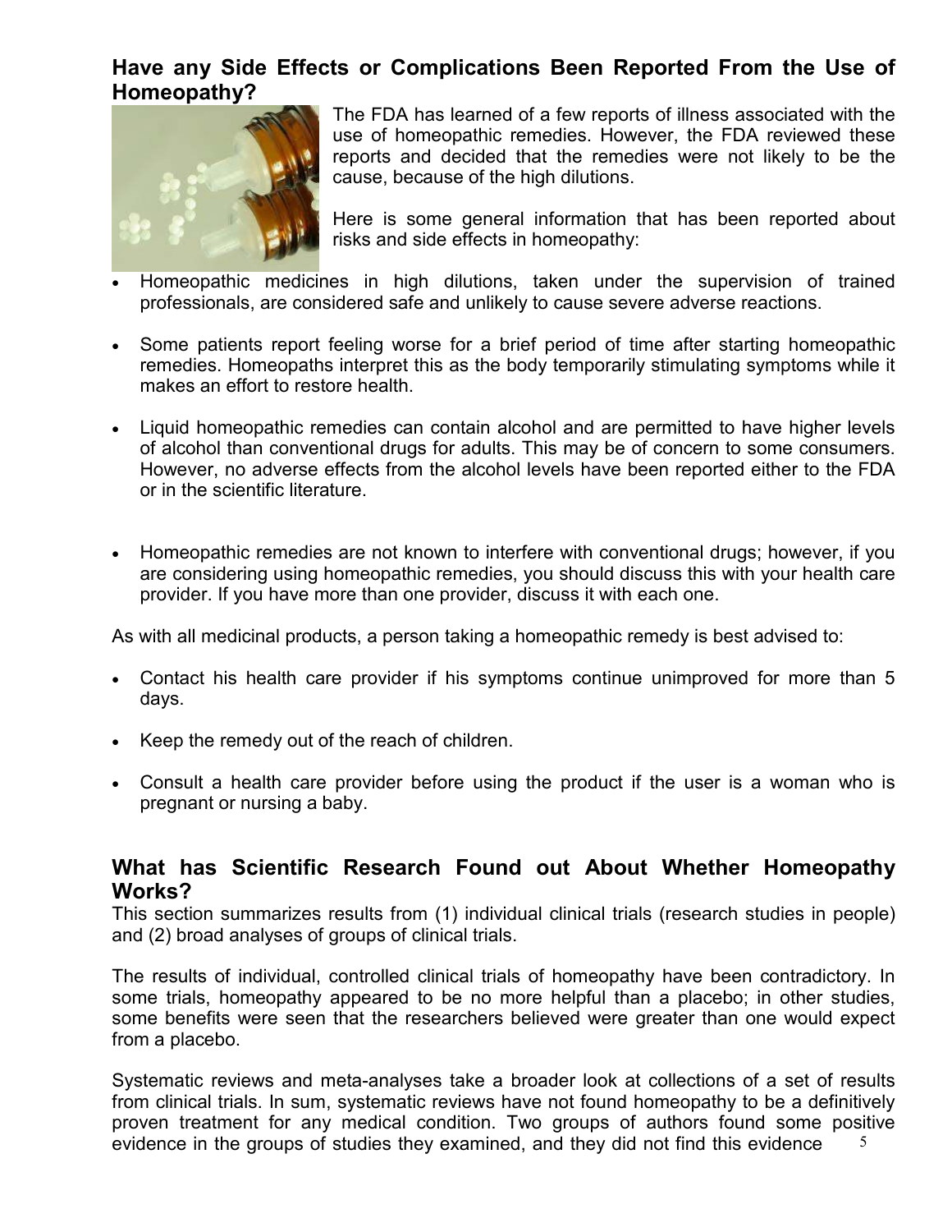## Have any Side Effects or Complications Been Reported From the Use of Homeopathy?

The FDA has learned of a few reports of illness associated with the use of homeopathic remedies. However, the FDA reviewed these reports and decided that the remedies were not likely to be the cause, because of the high dilutions.

Here is some general information that has been reported about risks and side effects in homeopathy:

- Homeopathic medicines in high dilutions, taken under the supervision of trained professionals, are considered safe and unlikely to cause severe adverse reactions.

- Some patients report feeling worse for a brief period of time after starting homeopathic remedies. Homeopaths interpret this as the body temporarily stimulating symptoms while it makes an effort to restore health.

- Liquid homeopathic remedies can contain alcohol and are permitted to have higher levels of alcohol than conventional drugs for adults. This may be of concern to some consumers. However, no adverse effects from the alcohol levels have been reported either to the FDA or in the scientific literature.

- Homeopathic remedies are not known to interfere with conventional drugs; however, if you are considering using homeopathic remedies, you should discuss this with your health care provider. If you have more than one provider, discuss it with each one.

As with all medicinal products, a person taking a homeopathic remedy is best advised to:

- Contact his health care provider if his symptoms continue unimproved for more than 5 days.

- Keep the remedy out of the reach of children.

- Consult a health care provider before using the product if the user is a woman who is pregnant or nursing a baby.

## What has Scientific Research Found out About Whether Homeopathy Works?

This section summarizes results from (1) individual clinical trials (research studies in people) and (2) broad analyses of groups of clinical trials.

The results of individual, controlled clinical trials of homeopathy have been contradictory. In some trials, homeopathy appeared to be no more helpful than a placebo; in other studies, some benefits were seen that the researchers believed were greater than one would expect from a placebo.

Systematic reviews and meta-analyses take a broader look at collections of a set of results from clinical trials. In sum, systematic reviews have not found homeopathy to be a definitively proven treatment for any medical condition. Two groups of authors found some positive evidence in the groups of studies they examined, and they did not find this evidence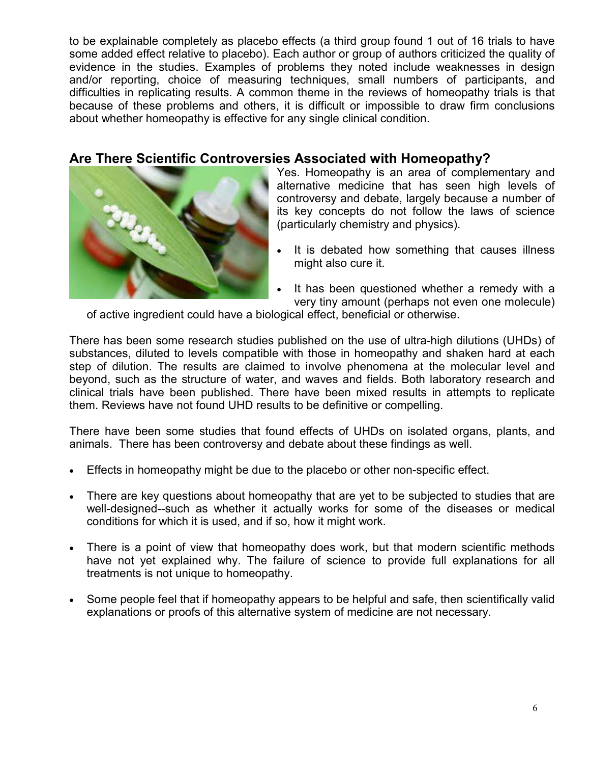to be explainable completely as placebo effects (a third group found 1 out of 16 trials to have some added effect relative to placebo). Each author or group of authors criticized the quality of evidence in the studies. Examples of problems they noted include weaknesses in design and/or reporting, choice of measuring techniques, small numbers of participants, and difficulties in replicating results. A common theme in the reviews of homeopathy trials is that because of these problems and others, it is difficult or impossible to draw firm conclusions about whether homeopathy is effective for any single clinical condition.

## Are There Scientific Controversies Associated with Homeopathy?

Yes. Homeopathy is an area of complementary and alternative medicine that has seen high levels of controversy and debate, largely because a number of its key concepts do not follow the laws of science (particularly chemistry and physics).

- It is debated how something that causes illness might also cure it.
- It has been questioned whether a remedy with a very tiny amount (perhaps not even one molecule) of active ingredient could have a biological effect, beneficial or otherwise.

There has been some research studies published on the use of ultra-high dilutions (UHDs) of substances, diluted to levels compatible with those in homeopathy and shaken hard at each step of dilution. The results are claimed to involve phenomena at the molecular level and beyond, such as the structure of water, and waves and fields. Both laboratory research and clinical trials have been published. There have been mixed results in attempts to replicate them. Reviews have not found UHD results to be definitive or compelling.

There have been some studies that found effects of UHDs on isolated organs, plants, and animals. There has been controversy and debate about these findings as well.

- Effects in homeopathy might be due to the placebo or other non-specific effect.
- There are key questions about homeopathy that are yet to be subjected to studies that are well-designed--such as whether it actually works for some of the diseases or medical conditions for which it is used, and if so, how it might work.
- There is a point of view that homeopathy does work, but that modern scientific methods have not yet explained why. The failure of science to provide full explanations for all treatments is not unique to homeopathy.
- Some people feel that if homeopathy appears to be helpful and safe, then scientifically valid explanations or proofs of this alternative system of medicine are not necessary.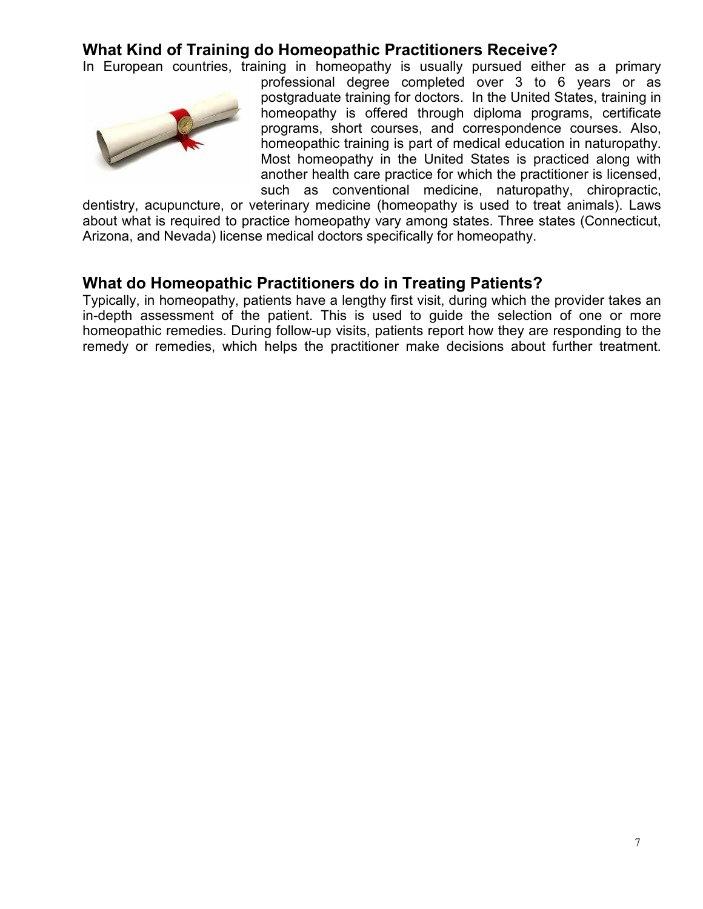## What Kind of Training do Homeopathic Practitioners Receive?

In European countries, training in homeopathy is usually pursued either as a primary professional degree completed over 3 to 6 years or as postgraduate training for doctors. In the United States, training in homeopathy is offered through diploma programs, certificate programs, short courses, and correspondence courses. Also, homeopathic training is part of medical education in naturopathy. Most homeopathy in the United States is practiced along with another health care practice for which the practitioner is licensed, such as conventional medicine, naturopathy, chiropractic, dentistry, acupuncture, or veterinary medicine (homeopathy is used to treat animals). Laws about what is required to practice homeopathy vary among states. Three states (Connecticut, Arizona, and Nevada) license medical doctors specifically for homeopathy.

## What do Homeopathic Practitioners do in Treating Patients?

Typically, in homeopathy, patients have a lengthy first visit, during which the provider takes an in-depth assessment of the patient. This is used to guide the selection of one or more homeopathic remedies. During follow-up visits, patients report how they are responding to the remedy or remedies, which helps the practitioner make decisions about further treatment.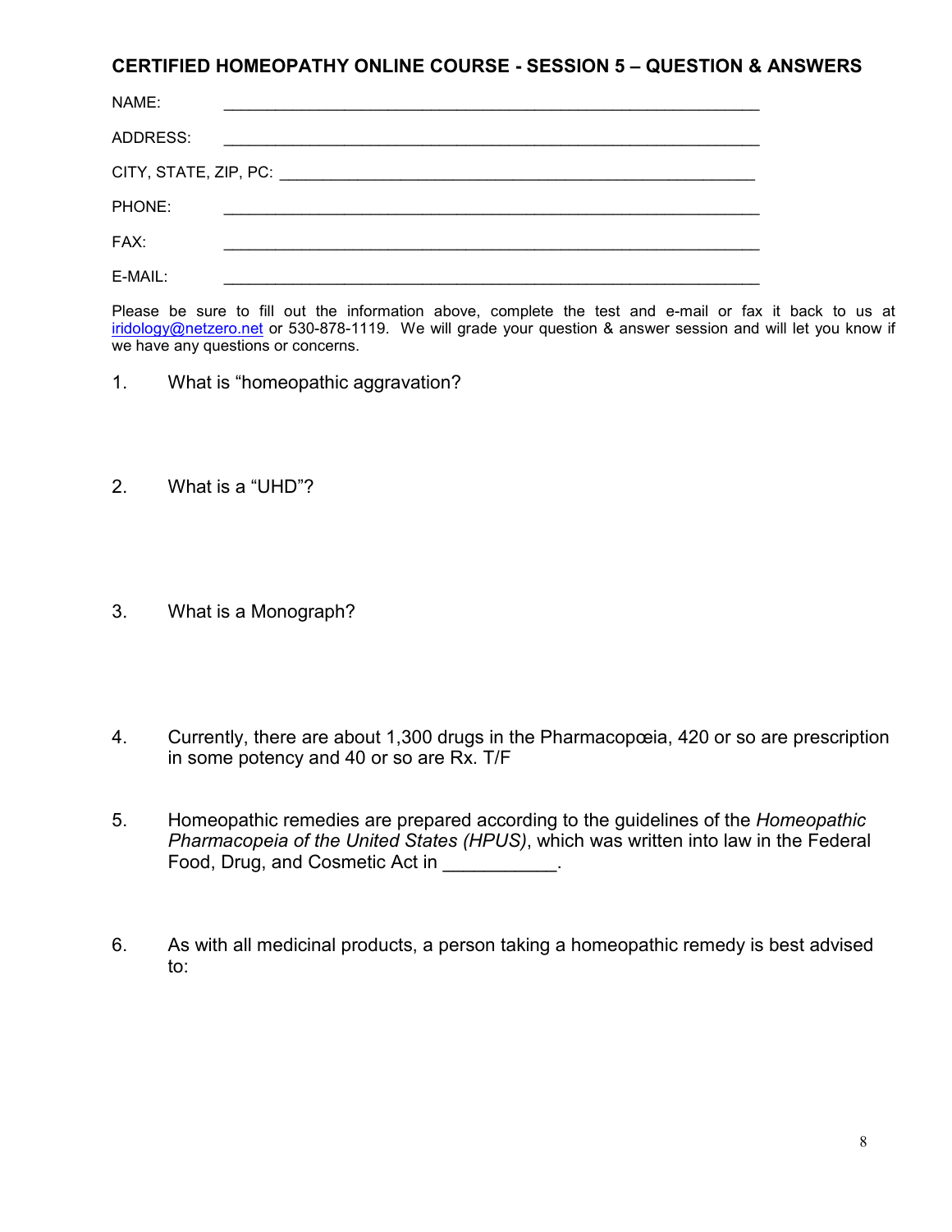## CERTIFIED HOMEOPATHY ONLINE COURSE - SESSION 5 – QUESTION & ANSWERS

NAME: ____________________________________________________________

ADDRESS: ____________________________________________________________

CITY, STATE, ZIP, PC: ____________________________________________________

PHONE: ____________________________________________________________

FAX: ____________________________________________________________

E-MAIL: ____________________________________________________________

Please be sure to fill out the information above, complete the test and e-mail or fax it back to us at iridology@netzero.net or 530-878-1119. We will grade your question & answer session and will let you know if we have any questions or concerns.

1. What is "homeopathic aggravation?

2. What is a "UHD"?

3. What is a Monograph?

4. Currently, there are about 1,300 drugs in the Pharmacopœia, 420 or so are prescription in some potency and 40 or so are Rx. T/F

5. Homeopathic remedies are prepared according to the guidelines of the *Homeopathic Pharmacopeia of the United States (HPUS)*, which was written into law in the Federal Food, Drug, and Cosmetic Act in ___________.

6. As with all medicinal products, a person taking a homeopathic remedy is best advised to: